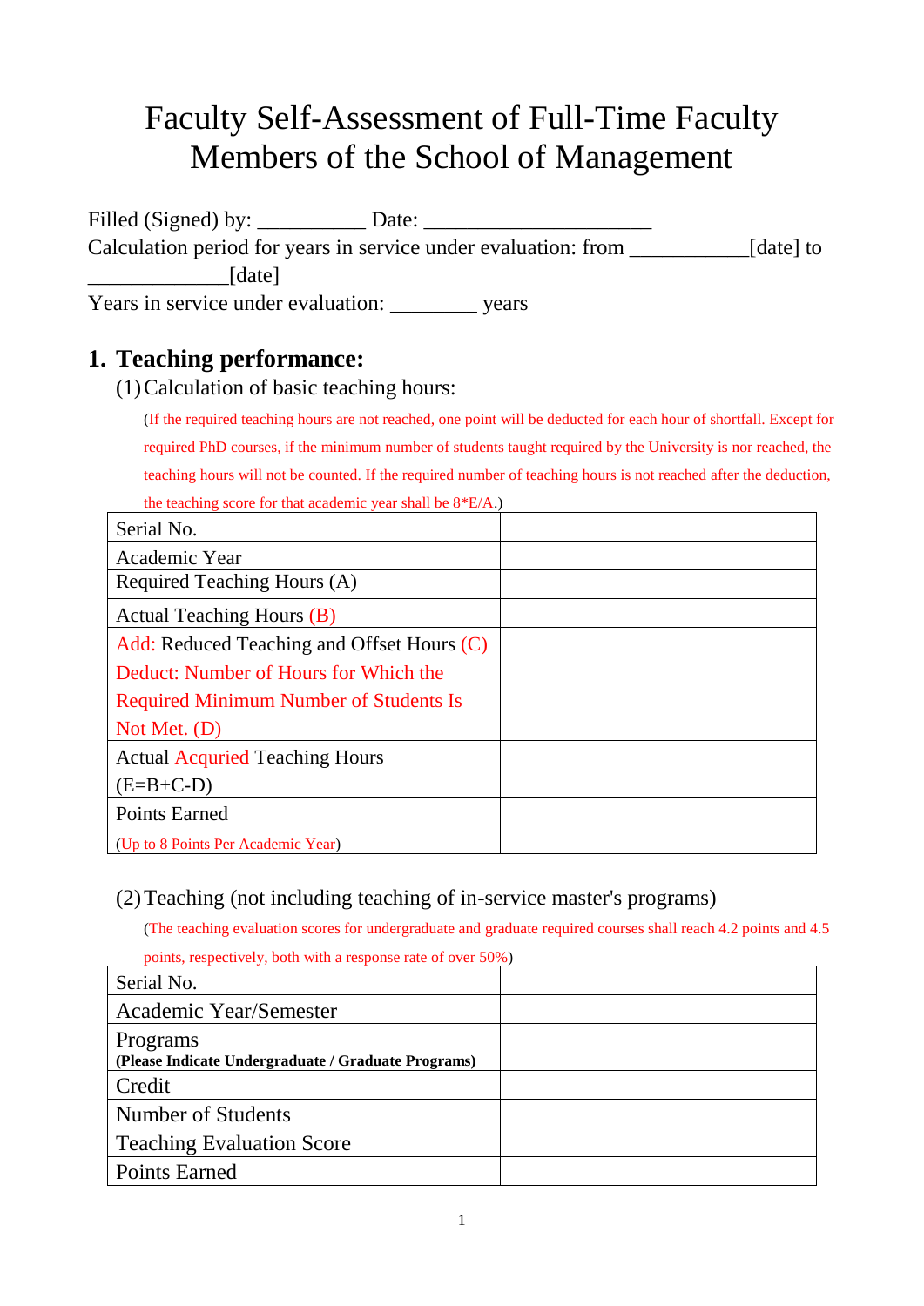# Faculty Self-Assessment of Full-Time Faculty Members of the School of Management

Filled (Signed) by: __________ Date: _____________________

Calculation period for years in service under evaluation: from ___________[date] to _____________[date]

Years in service under evaluation: ________ years

## 1. Teaching performance:

(1) Calculation of basic teaching hours:

(If the required teaching hours are not reached, one point will be deducted for each hour of shortfall. Except for required PhD courses, if the minimum number of students taught required by the University is nor reached, the teaching hours will not be counted. If the required number of teaching hours is not reached after the deduction, the teaching score for that academic year shall be 8*E/A.)

| Serial No. | |
|---|---|
| Academic Year | |
| Required Teaching Hours (A) | |
| Actual Teaching Hours (B) | |
| Add: Reduced Teaching and Offset Hours (C) | |
| Deduct: Number of Hours for Which the Required Minimum Number of Students Is Not Met. (D) | |
| Actual Acquried Teaching Hours (E=B+C-D) | |
| Points Earned (Up to 8 Points Per Academic Year) | |

(2) Teaching (not including teaching of in-service master's programs)

(The teaching evaluation scores for undergraduate and graduate required courses shall reach 4.2 points and 4.5 points, respectively, both with a response rate of over 50%)

| Serial No. | |
|---|---|
| Academic Year/Semester | |
| Programs **(Please Indicate Undergraduate / Graduate Programs)** | |
| Credit | |
| Number of Students | |
| Teaching Evaluation Score | |
| Points Earned | |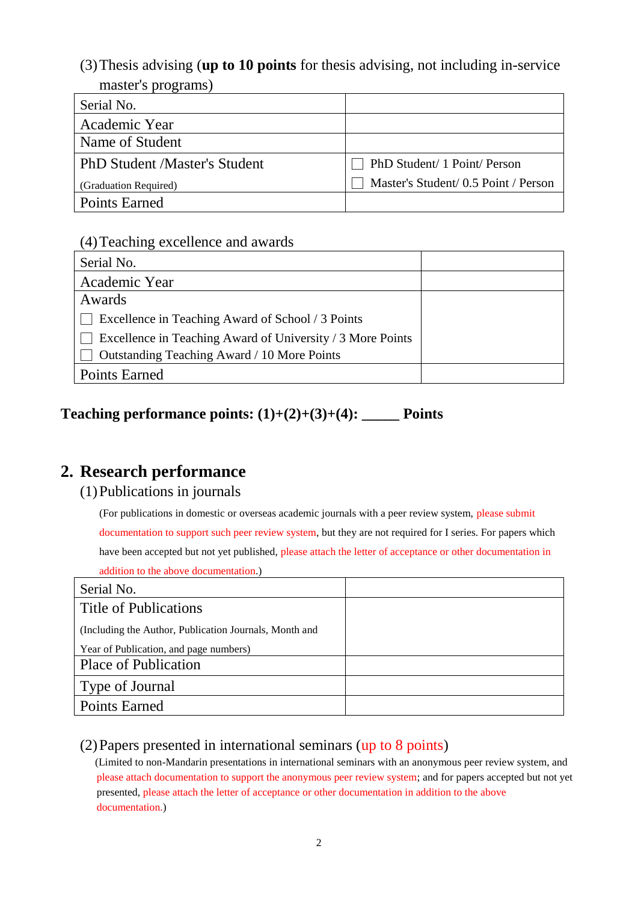(3) Thesis advising (**up to 10 points** for thesis advising, not including in-service master's programs)

| Serial No. | |
|---|---|
| Academic Year | |
| Name of Student | |
| PhD Student /Master's Student (Graduation Required) | ☐ PhD Student/ 1 Point/ Person ☐ Master's Student/ 0.5 Point / Person |
| Points Earned | |

(4) Teaching excellence and awards

| Serial No. | |
|---|---|
| Academic Year | |
| Awards ☐ Excellence in Teaching Award of School / 3 Points ☐ Excellence in Teaching Award of University / 3 More Points ☐ Outstanding Teaching Award / 10 More Points | |
| Points Earned | |

**Teaching performance points: (1)+(2)+(3)+(4): _____ Points**

## 2. Research performance

(1) Publications in journals

(For publications in domestic or overseas academic journals with a peer review system, please submit documentation to support such peer review system, but they are not required for I series. For papers which have been accepted but not yet published, please attach the letter of acceptance or other documentation in addition to the above documentation.)

| Serial No. | |
|---|---|
| Title of Publications (Including the Author, Publication Journals, Month and Year of Publication, and page numbers) | |
| Place of Publication | |
| Type of Journal | |
| Points Earned | |

(2) Papers presented in international seminars (up to 8 points)

(Limited to non-Mandarin presentations in international seminars with an anonymous peer review system, and please attach documentation to support the anonymous peer review system; and for papers accepted but not yet presented, please attach the letter of acceptance or other documentation in addition to the above documentation.)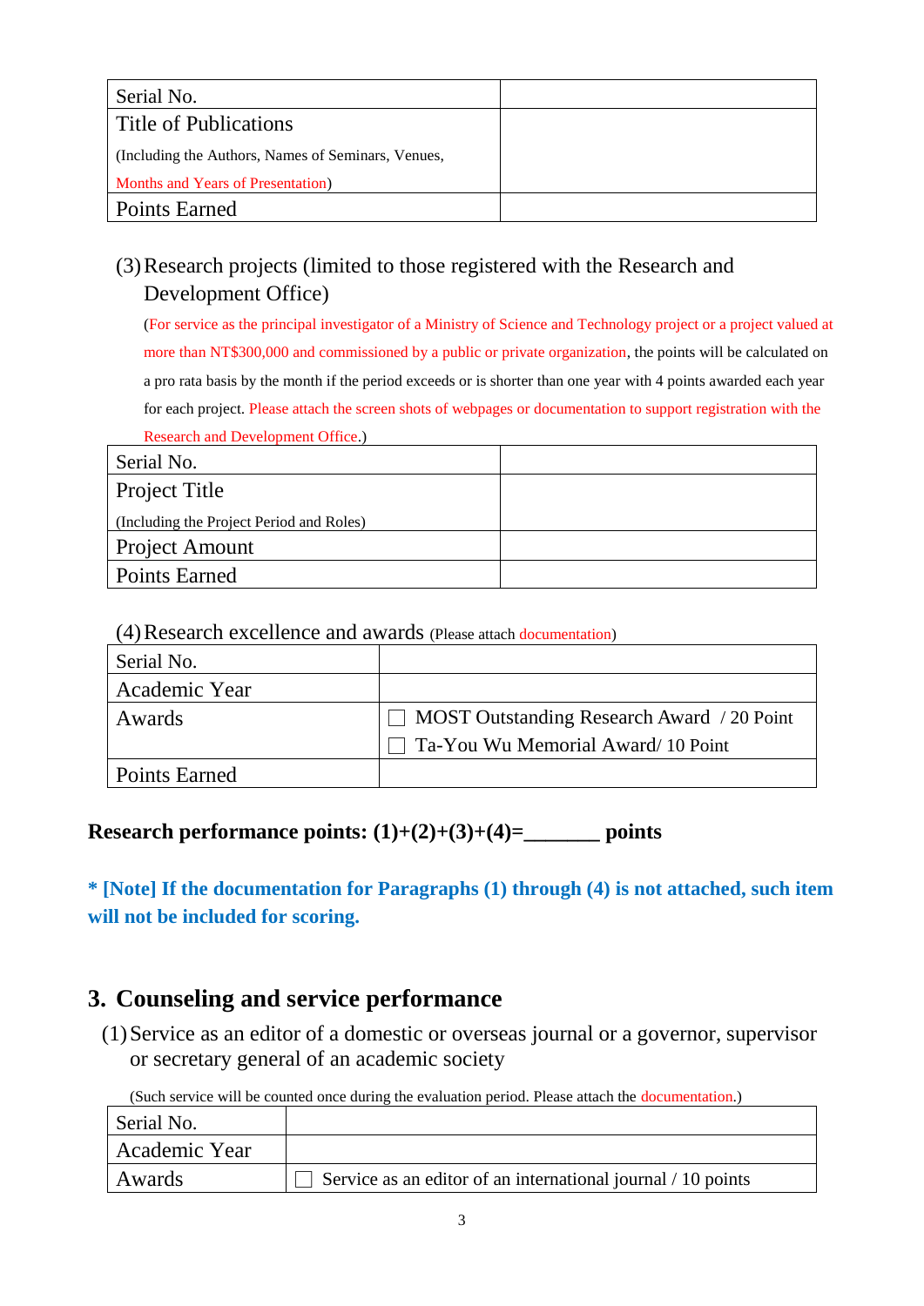| Serial No. | |
|---|---|
| Title of Publications<br>(Including the Authors, Names of Seminars, Venues, Months and Years of Presentation) | |
| Points Earned | |

(3) Research projects (limited to those registered with the Research and Development Office)

(For service as the principal investigator of a Ministry of Science and Technology project or a project valued at more than NT$300,000 and commissioned by a public or private organization, the points will be calculated on a pro rata basis by the month if the period exceeds or is shorter than one year with 4 points awarded each year for each project. Please attach the screen shots of webpages or documentation to support registration with the Research and Development Office.)

| Serial No. | |
|---|---|
| Project Title<br>(Including the Project Period and Roles) | |
| Project Amount | |
| Points Earned | |

(4) Research excellence and awards (Please attach documentation)

| Serial No. | |
|---|---|
| Academic Year | |
| Awards | ☐ MOST Outstanding Research Award / 20 Point<br>☐ Ta-You Wu Memorial Award/ 10 Point |
| Points Earned | |

**Research performance points: (1)+(2)+(3)+(4)=_______ points**

**\* [Note] If the documentation for Paragraphs (1) through (4) is not attached, such item will not be included for scoring.**

## 3. Counseling and service performance

(1) Service as an editor of a domestic or overseas journal or a governor, supervisor or secretary general of an academic society

(Such service will be counted once during the evaluation period. Please attach the documentation.)

| Serial No. | |
|---|---|
| Academic Year | |
| Awards | ☐ Service as an editor of an international journal / 10 points |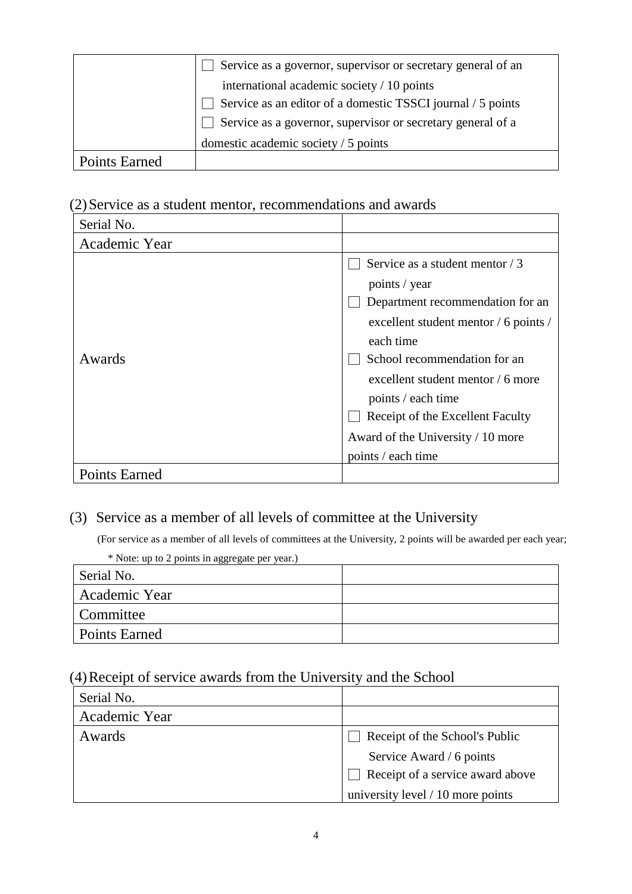|  |  |
|---|---|
|  | ☐ Service as a governor, supervisor or secretary general of an international academic society / 10 points<br>☐ Service as an editor of a domestic TSSCI journal / 5 points<br>☐ Service as a governor, supervisor or secretary general of a domestic academic society / 5 points |
| Points Earned |  |

(2) Service as a student mentor, recommendations and awards

| Serial No. |  |
|---|---|
| Academic Year |  |
| Awards | ☐ Service as a student mentor / 3 points / year<br>☐ Department recommendation for an excellent student mentor / 6 points / each time<br>☐ School recommendation for an excellent student mentor / 6 more points / each time<br>☐ Receipt of the Excellent Faculty Award of the University / 10 more points / each time |
| Points Earned |  |

(3) Service as a member of all levels of committee at the University

(For service as a member of all levels of committees at the University, 2 points will be awarded per each year; * Note: up to 2 points in aggregate per year.)

| Serial No. |  |
|---|---|
| Academic Year |  |
| Committee |  |
| Points Earned |  |

(4) Receipt of service awards from the University and the School

| Serial No. |  |
|---|---|
| Academic Year |  |
| Awards | ☐ Receipt of the School's Public Service Award / 6 points<br>☐ Receipt of a service award above university level / 10 more points |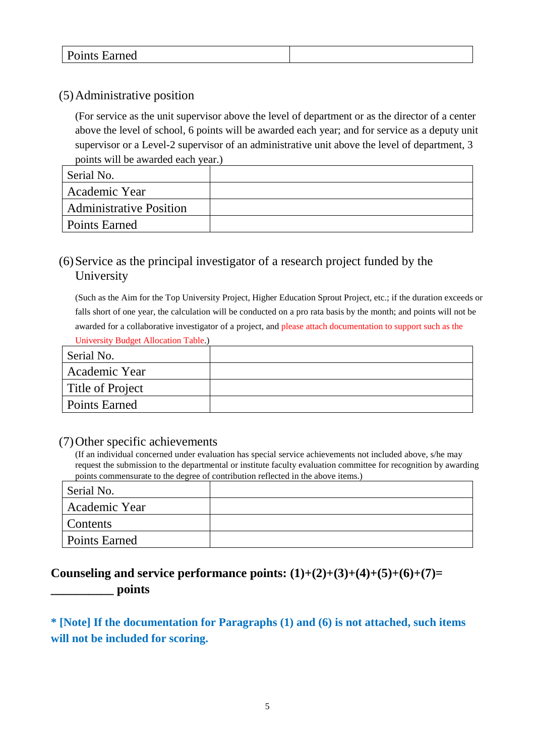| Points Earned | |
|---|---|

(5) Administrative position

(For service as the unit supervisor above the level of department or as the director of a center above the level of school, 6 points will be awarded each year; and for service as a deputy unit supervisor or a Level-2 supervisor of an administrative unit above the level of department, 3 points will be awarded each year.)

| Serial No. | |
|---|---|
| Academic Year | |
| Administrative Position | |
| Points Earned | |

(6) Service as the principal investigator of a research project funded by the University

(Such as the Aim for the Top University Project, Higher Education Sprout Project, etc.; if the duration exceeds or falls short of one year, the calculation will be conducted on a pro rata basis by the month; and points will not be awarded for a collaborative investigator of a project, and please attach documentation to support such as the University Budget Allocation Table.)

| Serial No. | |
|---|---|
| Academic Year | |
| Title of Project | |
| Points Earned | |

(7) Other specific achievements

(If an individual concerned under evaluation has special service achievements not included above, s/he may request the submission to the departmental or institute faculty evaluation committee for recognition by awarding points commensurate to the degree of contribution reflected in the above items.)

| Serial No. | |
|---|---|
| Academic Year | |
| Contents | |
| Points Earned | |

**Counseling and service performance points: (1)+(2)+(3)+(4)+(5)+(6)+(7)= __________ points**

**\* [Note] If the documentation for Paragraphs (1) and (6) is not attached, such items will not be included for scoring.**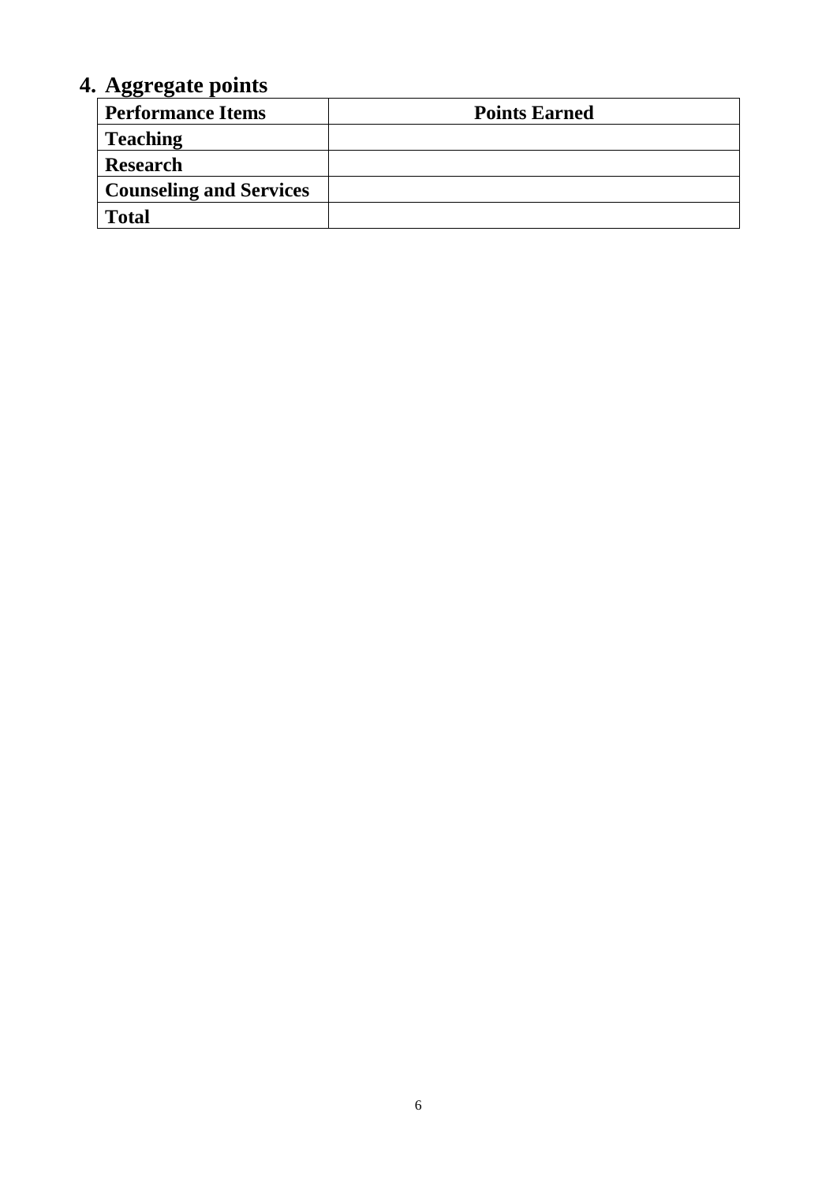## 4. Aggregate points

| **Performance Items** | **Points Earned** |
|---|---|
| **Teaching** | |
| **Research** | |
| **Counseling and Services** | |
| **Total** | |